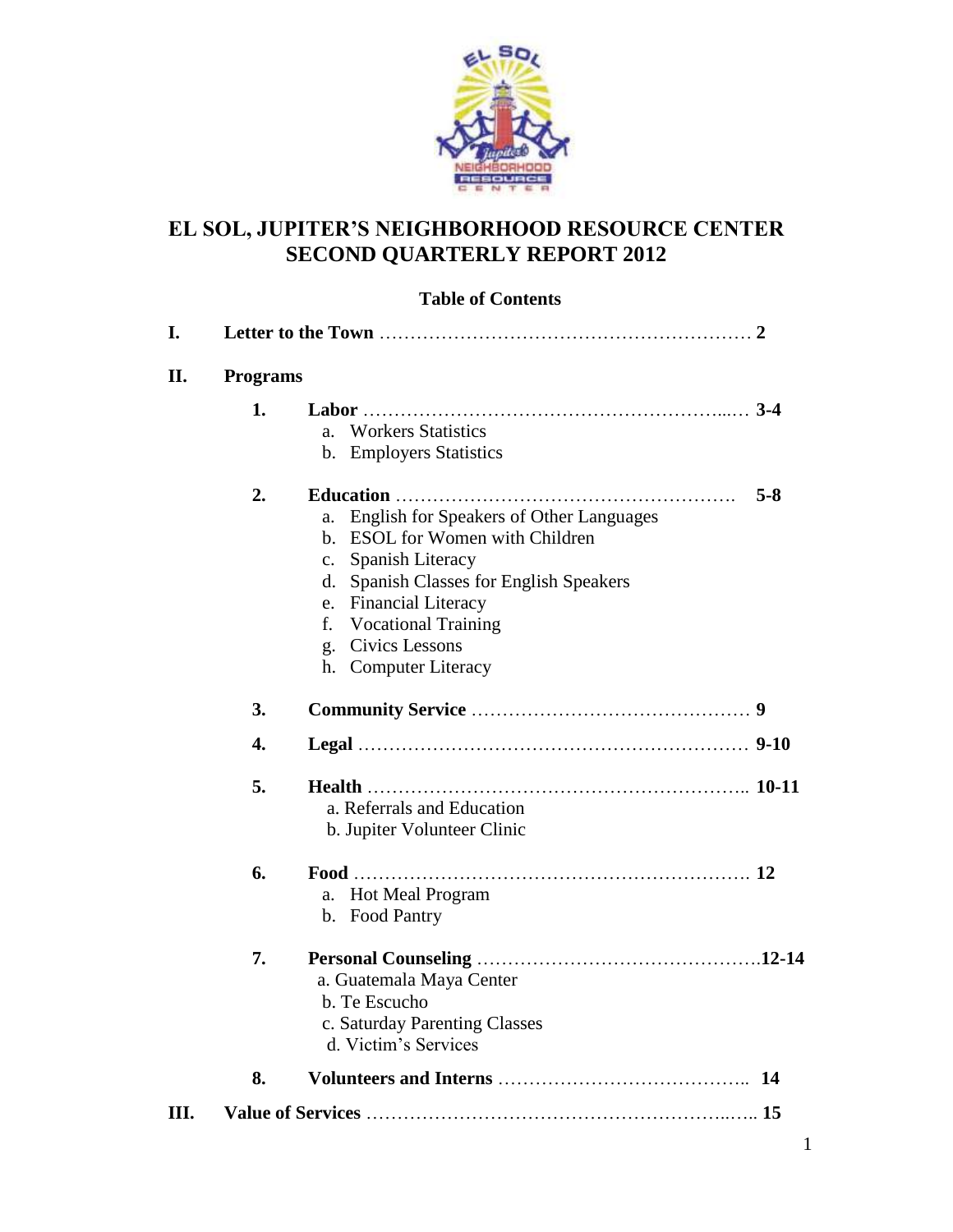# EL SOL, JUPITER'S NEIGHBORHOOD RESOURCE CENTER
# SECOND QUARTERLY REPORT 2012

## Table of Contents

**I. Letter to the Town** …………………………………………………… **2**

**II. Programs**

1. **Labor** ……………………………………………………...… **3-4**
   a. Workers Statistics
   b. Employers Statistics

2. **Education** ………………………………………………. **5-8**
   a. English for Speakers of Other Languages
   b. ESOL for Women with Children
   c. Spanish Literacy
   d. Spanish Classes for English Speakers
   e. Financial Literacy
   f. Vocational Training
   g. Civics Lessons
   h. Computer Literacy

3. **Community Service** ……………………………………… **9**

4. **Legal** …………………………………………………… **9-10**

5. **Health** ………………………………………………….. **10-11**
   a. Referrals and Education
   b. Jupiter Volunteer Clinic

6. **Food** ……………………………………………………. **12**
   a. Hot Meal Program
   b. Food Pantry

7. **Personal Counseling** …………………………………….**12-14**
   a. Guatemala Maya Center
   b. Te Escucho
   c. Saturday Parenting Classes
   d. Victim's Services

8. **Volunteers and Interns** ………………………………….. **14**

**III. Value of Services** ……………………………………………..….. **15**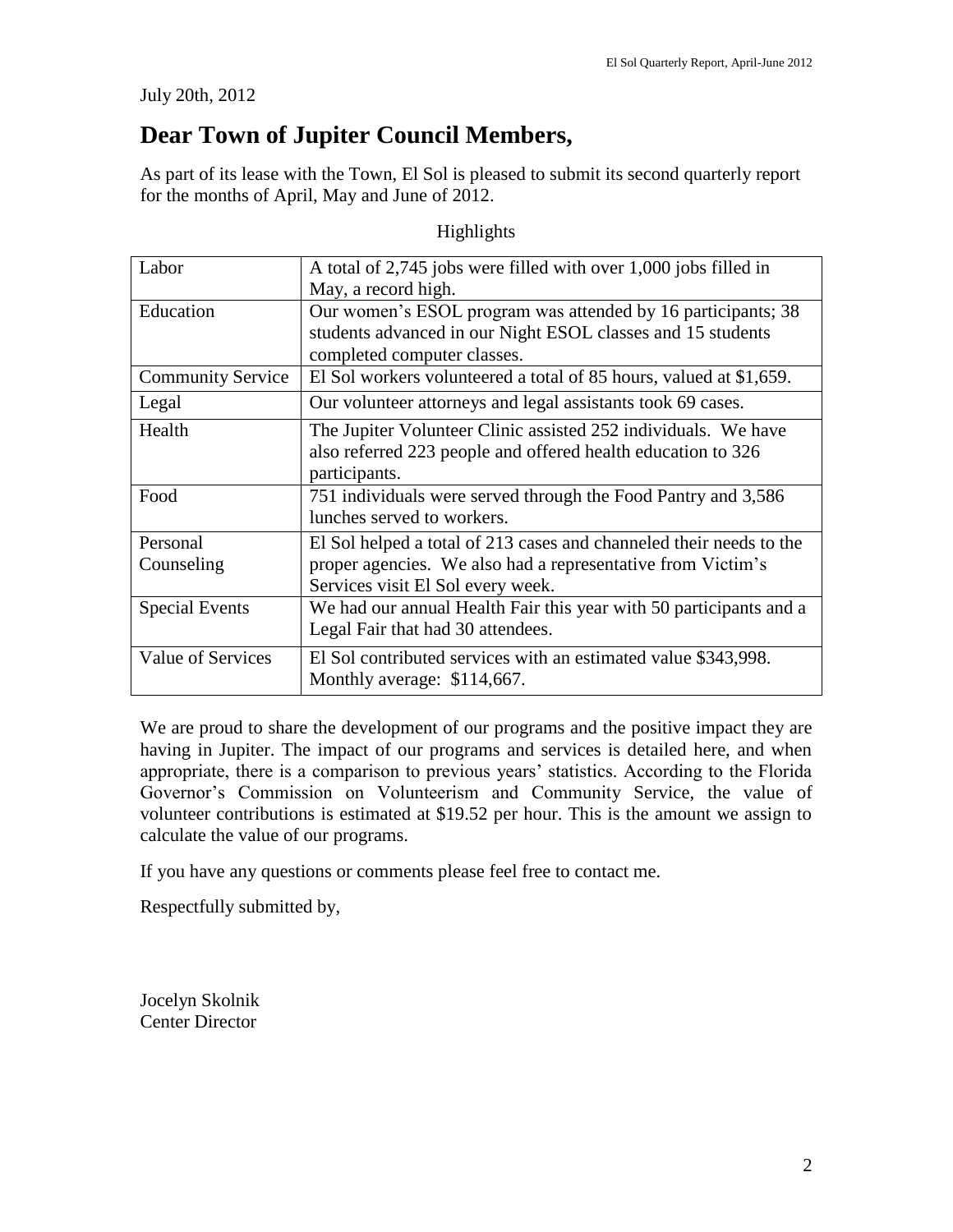July 20th, 2012

# Dear Town of Jupiter Council Members,

As part of its lease with the Town, El Sol is pleased to submit its second quarterly report for the months of April, May and June of 2012.

Highlights

| | |
|---|---|
| Labor | A total of 2,745 jobs were filled with over 1,000 jobs filled in May, a record high. |
| Education | Our women's ESOL program was attended by 16 participants; 38 students advanced in our Night ESOL classes and 15 students completed computer classes. |
| Community Service | El Sol workers volunteered a total of 85 hours, valued at $1,659. |
| Legal | Our volunteer attorneys and legal assistants took 69 cases. |
| Health | The Jupiter Volunteer Clinic assisted 252 individuals. We have also referred 223 people and offered health education to 326 participants. |
| Food | 751 individuals were served through the Food Pantry and 3,586 lunches served to workers. |
| Personal Counseling | El Sol helped a total of 213 cases and channeled their needs to the proper agencies. We also had a representative from Victim's Services visit El Sol every week. |
| Special Events | We had our annual Health Fair this year with 50 participants and a Legal Fair that had 30 attendees. |
| Value of Services | El Sol contributed services with an estimated value $343,998. Monthly average: $114,667. |

We are proud to share the development of our programs and the positive impact they are having in Jupiter. The impact of our programs and services is detailed here, and when appropriate, there is a comparison to previous years' statistics. According to the Florida Governor's Commission on Volunteerism and Community Service, the value of volunteer contributions is estimated at $19.52 per hour. This is the amount we assign to calculate the value of our programs.

If you have any questions or comments please feel free to contact me.

Respectfully submitted by,

Jocelyn Skolnik
Center Director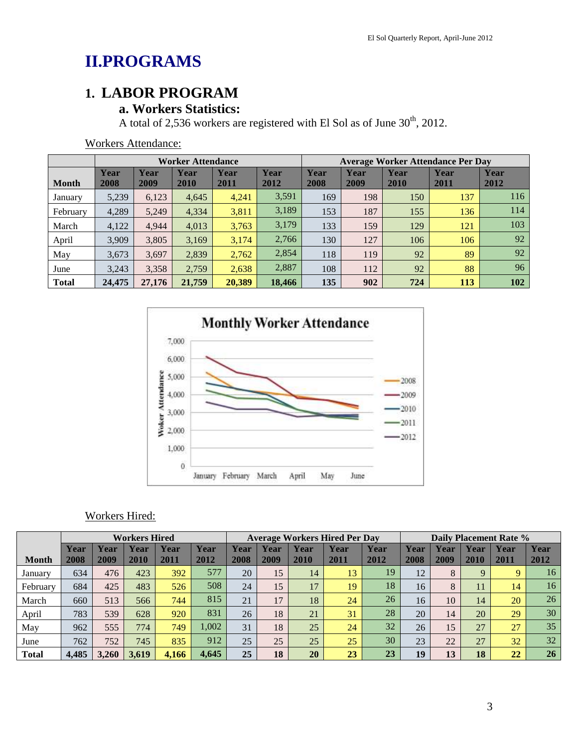# II.PROGRAMS

## 1. LABOR PROGRAM

### a. Workers Statistics:

A total of 2,536 workers are registered with El Sol as of June 30th, 2012.

Workers Attendance:

| | Worker Attendance | | | | | Average Worker Attendance Per Day | | | | |
|---|---|---|---|---|---|---|---|---|---|---|
| Month | Year 2008 | Year 2009 | Year 2010 | Year 2011 | Year 2012 | Year 2008 | Year 2009 | Year 2010 | Year 2011 | Year 2012 |
| January | 5,239 | 6,123 | 4,645 | 4,241 | 3,591 | 169 | 198 | 150 | 137 | 116 |
| February | 4,289 | 5,249 | 4,334 | 3,811 | 3,189 | 153 | 187 | 155 | 136 | 114 |
| March | 4,122 | 4,944 | 4,013 | 3,763 | 3,179 | 133 | 159 | 129 | 121 | 103 |
| April | 3,909 | 3,805 | 3,169 | 3,174 | 2,766 | 130 | 127 | 106 | 106 | 92 |
| May | 3,673 | 3,697 | 2,839 | 2,762 | 2,854 | 118 | 119 | 92 | 89 | 92 |
| June | 3,243 | 3,358 | 2,759 | 2,638 | 2,887 | 108 | 112 | 92 | 88 | 96 |
| **Total** | **24,475** | **27,176** | **21,759** | **20,389** | **18,466** | **135** | **902** | **724** | **113** | **102** |

Workers Hired:

| | Workers Hired | | | | | Average Workers Hired Per Day | | | | | Daily Placement Rate % | | | | |
|---|---|---|---|---|---|---|---|---|---|---|---|---|---|---|---|
| Month | Year 2008 | Year 2009 | Year 2010 | Year 2011 | Year 2012 | Year 2008 | Year 2009 | Year 2010 | Year 2011 | Year 2012 | Year 2008 | Year 2009 | Year 2010 | Year 2011 | Year 2012 |
| January | 634 | 476 | 423 | 392 | 577 | 20 | 15 | 14 | 13 | 19 | 12 | 8 | 9 | 9 | 16 |
| February | 684 | 425 | 483 | 526 | 508 | 24 | 15 | 17 | 19 | 18 | 16 | 8 | 11 | 14 | 16 |
| March | 660 | 513 | 566 | 744 | 815 | 21 | 17 | 18 | 24 | 26 | 16 | 10 | 14 | 20 | 26 |
| April | 783 | 539 | 628 | 920 | 831 | 26 | 18 | 21 | 31 | 28 | 20 | 14 | 20 | 29 | 30 |
| May | 962 | 555 | 774 | 749 | 1,002 | 31 | 18 | 25 | 24 | 32 | 26 | 15 | 27 | 27 | 35 |
| June | 762 | 752 | 745 | 835 | 912 | 25 | 25 | 25 | 25 | 30 | 23 | 22 | 27 | 32 | 32 |
| **Total** | **4,485** | **3,260** | **3,619** | **4,166** | **4,645** | **25** | **18** | **20** | **23** | **23** | **19** | **13** | **18** | **22** | **26** |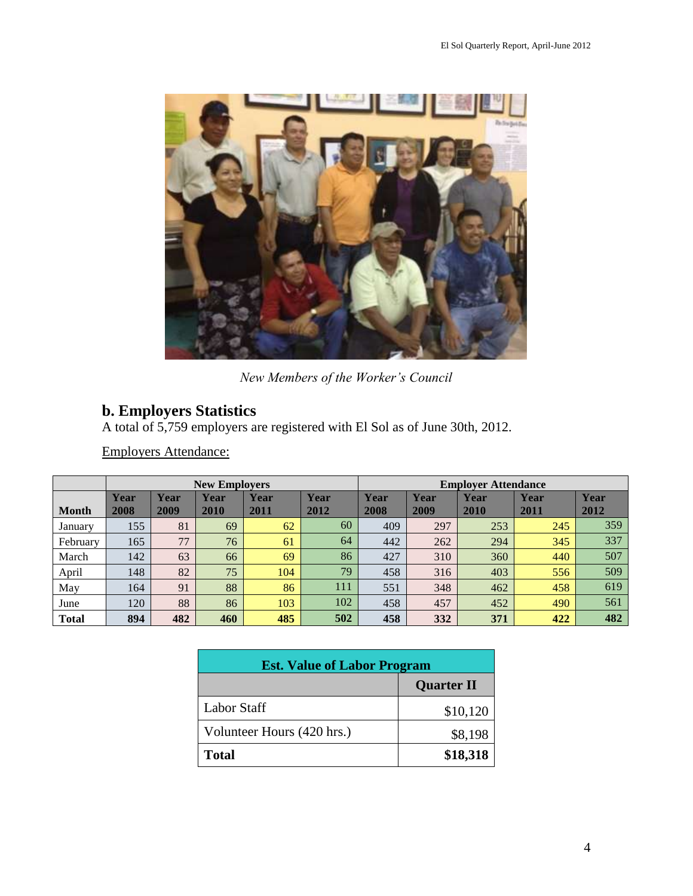*New Members of the Worker's Council*

## b. Employers Statistics

A total of 5,759 employers are registered with El Sol as of June 30th, 2012.

Employers Attendance:

| | New Employers | | | | | Employer Attendance | | | | |
|---|---|---|---|---|---|---|---|---|---|---|
| **Month** | **Year 2008** | **Year 2009** | **Year 2010** | **Year 2011** | **Year 2012** | **Year 2008** | **Year 2009** | **Year 2010** | **Year 2011** | **Year 2012** |
| January | 155 | 81 | 69 | 62 | 60 | 409 | 297 | 253 | 245 | 359 |
| February | 165 | 77 | 76 | 61 | 64 | 442 | 262 | 294 | 345 | 337 |
| March | 142 | 63 | 66 | 69 | 86 | 427 | 310 | 360 | 440 | 507 |
| April | 148 | 82 | 75 | 104 | 79 | 458 | 316 | 403 | 556 | 509 |
| May | 164 | 91 | 88 | 86 | 111 | 551 | 348 | 462 | 458 | 619 |
| June | 120 | 88 | 86 | 103 | 102 | 458 | 457 | 452 | 490 | 561 |
| **Total** | **894** | **482** | **460** | **485** | **502** | **458** | **332** | **371** | **422** | **482** |

| Est. Value of Labor Program | |
|---|---|
| | **Quarter II** |
| Labor Staff | $10,120 |
| Volunteer Hours (420 hrs.) | $8,198 |
| **Total** | **$18,318** |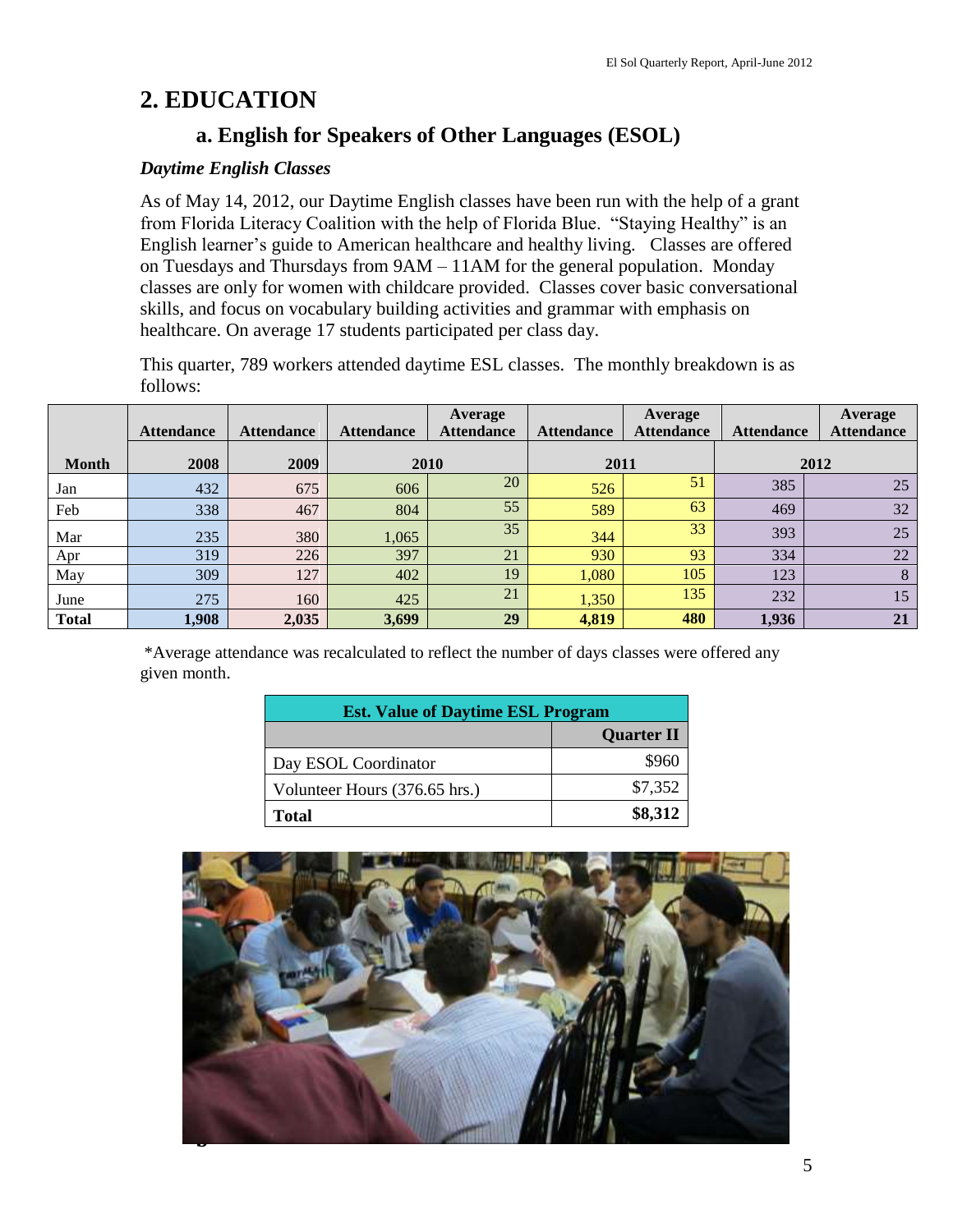## 2. EDUCATION

### a. English for Speakers of Other Languages (ESOL)

***Daytime English Classes***

As of May 14, 2012, our Daytime English classes have been run with the help of a grant from Florida Literacy Coalition with the help of Florida Blue. "Staying Healthy" is an English learner's guide to American healthcare and healthy living. Classes are offered on Tuesdays and Thursdays from 9AM – 11AM for the general population. Monday classes are only for women with childcare provided. Classes cover basic conversational skills, and focus on vocabulary building activities and grammar with emphasis on healthcare. On average 17 students participated per class day.

This quarter, 789 workers attended daytime ESL classes. The monthly breakdown is as follows:

| | Attendance | Attendance | Attendance | Average Attendance | Attendance | Average Attendance | Attendance | Average Attendance |
|---|---|---|---|---|---|---|---|---|
| **Month** | **2008** | **2009** | **2010** | | **2011** | | **2012** | |
| Jan | 432 | 675 | 606 | 20 | 526 | 51 | 385 | 25 |
| Feb | 338 | 467 | 804 | 55 | 589 | 63 | 469 | 32 |
| Mar | 235 | 380 | 1,065 | 35 | 344 | 33 | 393 | 25 |
| Apr | 319 | 226 | 397 | 21 | 930 | 93 | 334 | 22 |
| May | 309 | 127 | 402 | 19 | 1,080 | 105 | 123 | 8 |
| June | 275 | 160 | 425 | 21 | 1,350 | 135 | 232 | 15 |
| **Total** | **1,908** | **2,035** | **3,699** | **29** | **4,819** | **480** | **1,936** | **21** |

*Average attendance was recalculated to reflect the number of days classes were offered any given month.

| **Est. Value of Daytime ESL Program** | |
|---|---|
| | **Quarter II** |
| Day ESOL Coordinator | $960 |
| Volunteer Hours (376.65 hrs.) | $7,352 |
| **Total** | **$8,312** |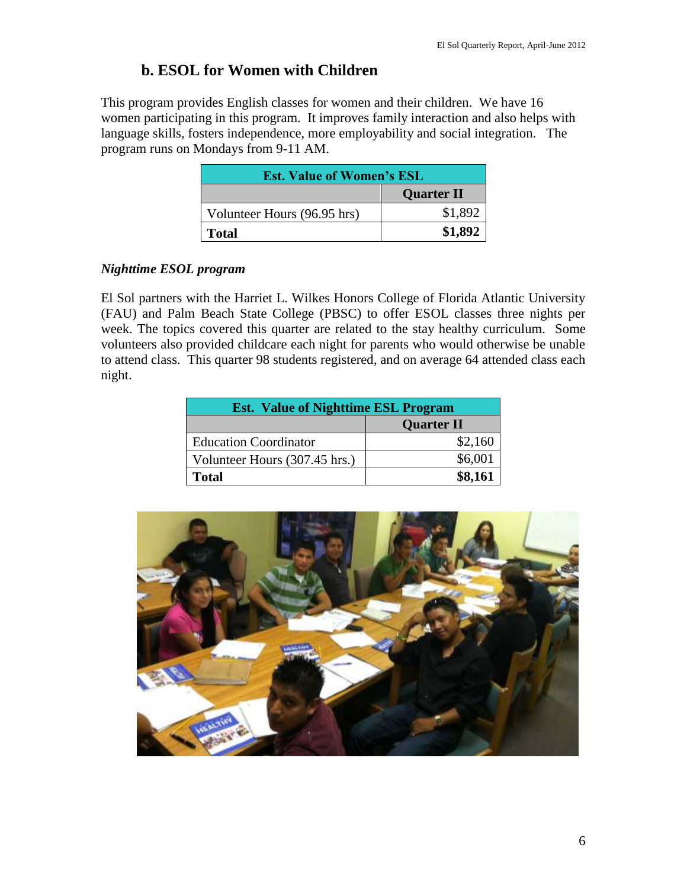## b. ESOL for Women with Children

This program provides English classes for women and their children. We have 16 women participating in this program. It improves family interaction and also helps with language skills, fosters independence, more employability and social integration. The program runs on Mondays from 9-11 AM.

| Est. Value of Women's ESL | |
|---|---|
| | **Quarter II** |
| Volunteer Hours (96.95 hrs) | $1,892 |
| **Total** | **$1,892** |

***Nighttime ESOL program***

El Sol partners with the Harriet L. Wilkes Honors College of Florida Atlantic University (FAU) and Palm Beach State College (PBSC) to offer ESOL classes three nights per week. The topics covered this quarter are related to the stay healthy curriculum. Some volunteers also provided childcare each night for parents who would otherwise be unable to attend class. This quarter 98 students registered, and on average 64 attended class each night.

| Est. Value of Nighttime ESL Program | |
|---|---|
| | **Quarter II** |
| Education Coordinator | $2,160 |
| Volunteer Hours (307.45 hrs.) | $6,001 |
| **Total** | **$8,161** |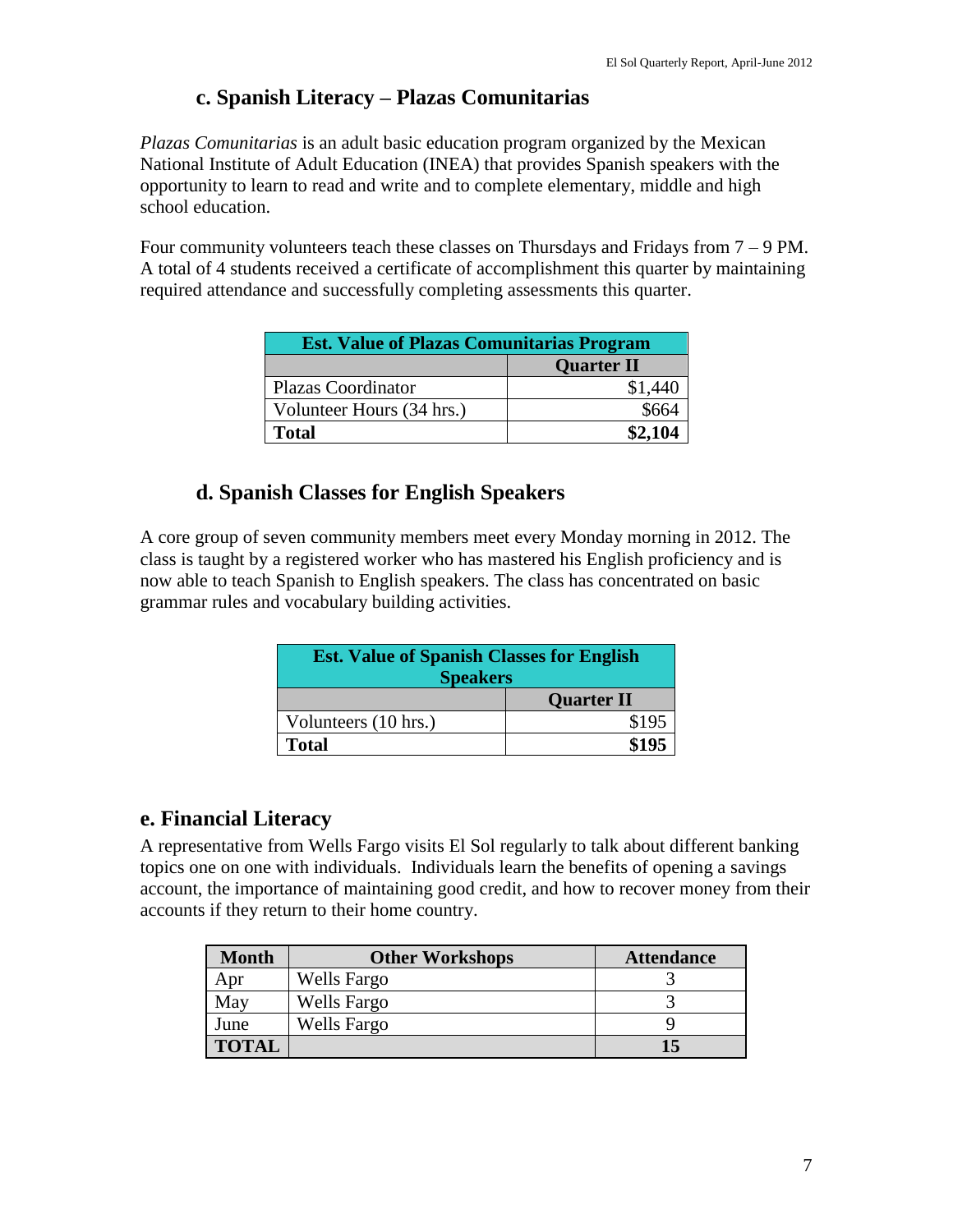### c. Spanish Literacy – Plazas Comunitarias

*Plazas Comunitarias* is an adult basic education program organized by the Mexican National Institute of Adult Education (INEA) that provides Spanish speakers with the opportunity to learn to read and write and to complete elementary, middle and high school education.

Four community volunteers teach these classes on Thursdays and Fridays from 7 – 9 PM. A total of 4 students received a certificate of accomplishment this quarter by maintaining required attendance and successfully completing assessments this quarter.

| Est. Value of Plazas Comunitarias Program | |
|---|---|
| | **Quarter II** |
| Plazas Coordinator | $1,440 |
| Volunteer Hours (34 hrs.) | $664 |
| **Total** | **$2,104** |

### d. Spanish Classes for English Speakers

A core group of seven community members meet every Monday morning in 2012. The class is taught by a registered worker who has mastered his English proficiency and is now able to teach Spanish to English speakers. The class has concentrated on basic grammar rules and vocabulary building activities.

| Est. Value of Spanish Classes for English Speakers | |
|---|---|
| | **Quarter II** |
| Volunteers (10 hrs.) | $195 |
| **Total** | **$195** |

### e. Financial Literacy

A representative from Wells Fargo visits El Sol regularly to talk about different banking topics one on one with individuals. Individuals learn the benefits of opening a savings account, the importance of maintaining good credit, and how to recover money from their accounts if they return to their home country.

| Month | Other Workshops | Attendance |
|---|---|---|
| Apr | Wells Fargo | 3 |
| May | Wells Fargo | 3 |
| June | Wells Fargo | 9 |
| **TOTAL** | | **15** |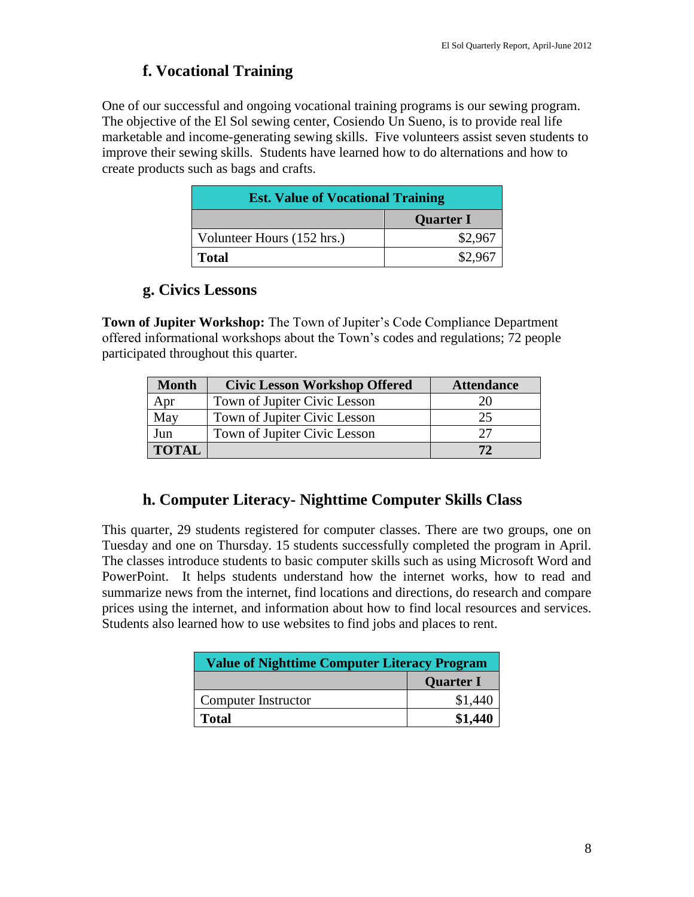## f. Vocational Training

One of our successful and ongoing vocational training programs is our sewing program. The objective of the El Sol sewing center, Cosiendo Un Sueno, is to provide real life marketable and income-generating sewing skills. Five volunteers assist seven students to improve their sewing skills. Students have learned how to do alternations and how to create products such as bags and crafts.

| Est. Value of Vocational Training | |
|---|---|
| | **Quarter I** |
| Volunteer Hours (152 hrs.) | $2,967 |
| **Total** | $2,967 |

## g. Civics Lessons

**Town of Jupiter Workshop:** The Town of Jupiter's Code Compliance Department offered informational workshops about the Town's codes and regulations; 72 people participated throughout this quarter.

| Month | Civic Lesson Workshop Offered | Attendance |
|---|---|---|
| Apr | Town of Jupiter Civic Lesson | 20 |
| May | Town of Jupiter Civic Lesson | 25 |
| Jun | Town of Jupiter Civic Lesson | 27 |
| **TOTAL** | | **72** |

## h. Computer Literacy- Nighttime Computer Skills Class

This quarter, 29 students registered for computer classes. There are two groups, one on Tuesday and one on Thursday. 15 students successfully completed the program in April. The classes introduce students to basic computer skills such as using Microsoft Word and PowerPoint. It helps students understand how the internet works, how to read and summarize news from the internet, find locations and directions, do research and compare prices using the internet, and information about how to find local resources and services. Students also learned how to use websites to find jobs and places to rent.

| Value of Nighttime Computer Literacy Program | |
|---|---|
| | **Quarter I** |
| Computer Instructor | $1,440 |
| **Total** | **$1,440** |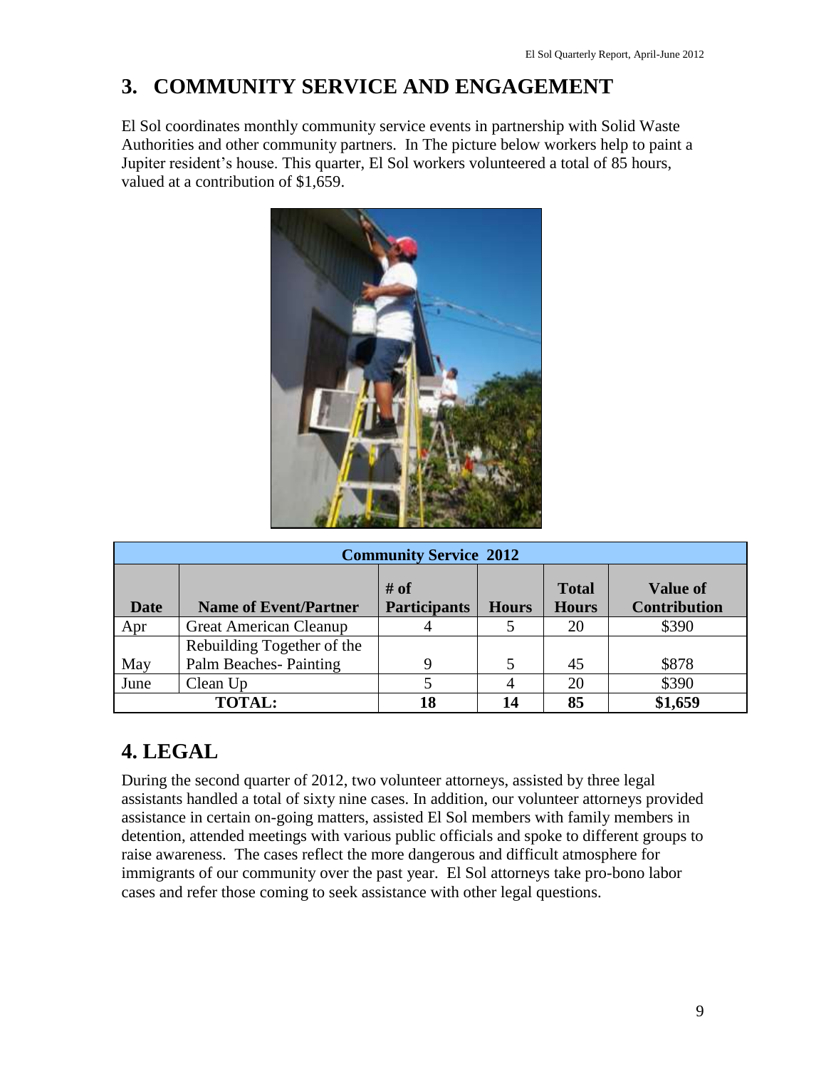## 3. COMMUNITY SERVICE AND ENGAGEMENT

El Sol coordinates monthly community service events in partnership with Solid Waste Authorities and other community partners. In The picture below workers help to paint a Jupiter resident's house. This quarter, El Sol workers volunteered a total of 85 hours, valued at a contribution of $1,659.

| Community Service 2012 | | | | | |
|---|---|---|---|---|---|
| **Date** | **Name of Event/Partner** | **# of Participants** | **Hours** | **Total Hours** | **Value of Contribution** |
| Apr | Great American Cleanup | 4 | 5 | 20 | $390 |
| May | Rebuilding Together of the Palm Beaches- Painting | 9 | 5 | 45 | $878 |
| June | Clean Up | 5 | 4 | 20 | $390 |
| **TOTAL:** | | **18** | **14** | **85** | **$1,659** |

## 4. LEGAL

During the second quarter of 2012, two volunteer attorneys, assisted by three legal assistants handled a total of sixty nine cases. In addition, our volunteer attorneys provided assistance in certain on-going matters, assisted El Sol members with family members in detention, attended meetings with various public officials and spoke to different groups to raise awareness. The cases reflect the more dangerous and difficult atmosphere for immigrants of our community over the past year. El Sol attorneys take pro-bono labor cases and refer those coming to seek assistance with other legal questions.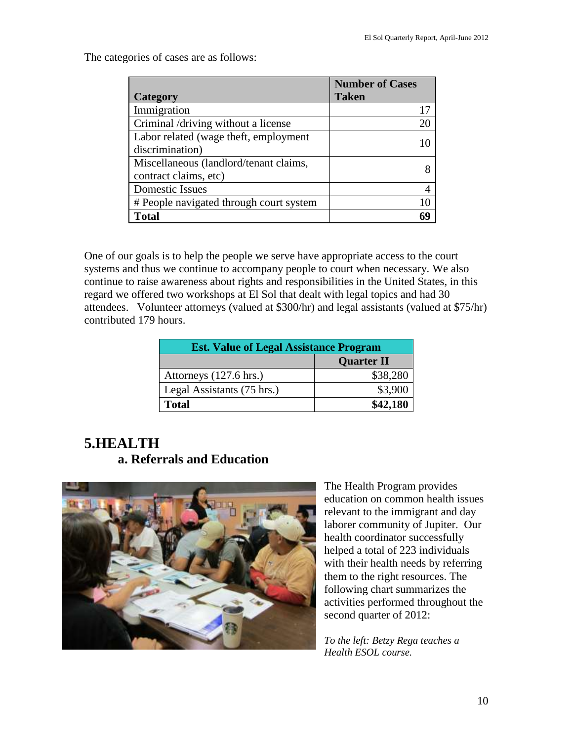The categories of cases are as follows:

| Category | Number of Cases Taken |
|---|---|
| Immigration | 17 |
| Criminal /driving without a license | 20 |
| Labor related (wage theft, employment discrimination) | 10 |
| Miscellaneous (landlord/tenant claims, contract claims, etc) | 8 |
| Domestic Issues | 4 |
| # People navigated through court system | 10 |
| **Total** | **69** |

One of our goals is to help the people we serve have appropriate access to the court systems and thus we continue to accompany people to court when necessary. We also continue to raise awareness about rights and responsibilities in the United States, in this regard we offered two workshops at El Sol that dealt with legal topics and had 30 attendees. Volunteer attorneys (valued at $300/hr) and legal assistants (valued at $75/hr) contributed 179 hours.

| Est. Value of Legal Assistance Program | |
|---|---|
| | **Quarter II** |
| Attorneys (127.6 hrs.) | $38,280 |
| Legal Assistants (75 hrs.) | $3,900 |
| **Total** | **$42,180** |

# 5.HEALTH

## a. Referrals and Education

The Health Program provides education on common health issues relevant to the immigrant and day laborer community of Jupiter. Our health coordinator successfully helped a total of 223 individuals with their health needs by referring them to the right resources. The following chart summarizes the activities performed throughout the second quarter of 2012:

*To the left: Betzy Rega teaches a Health ESOL course.*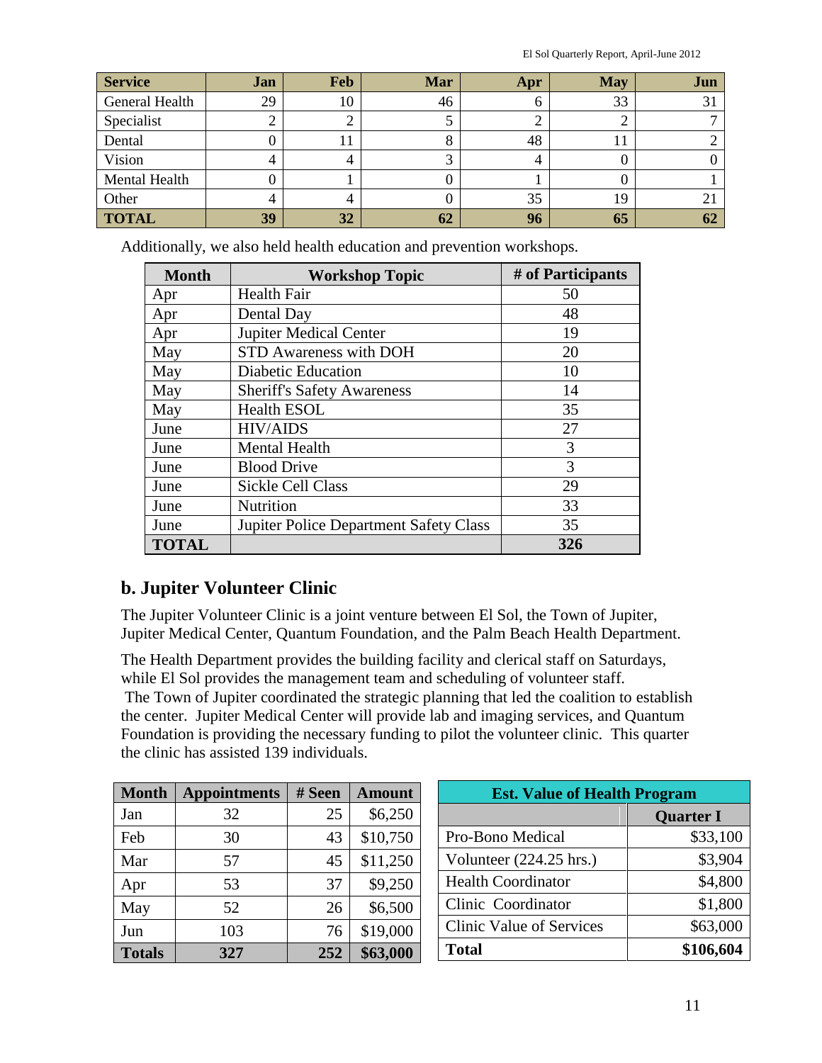| Service | Jan | Feb | Mar | Apr | May | Jun |
|---|---|---|---|---|---|---|
| General Health | 29 | 10 | 46 | 6 | 33 | 31 |
| Specialist | 2 | 2 | 5 | 2 | 2 | 7 |
| Dental | 0 | 11 | 8 | 48 | 11 | 2 |
| Vision | 4 | 4 | 3 | 4 | 0 | 0 |
| Mental Health | 0 | 1 | 0 | 1 | 0 | 1 |
| Other | 4 | 4 | 0 | 35 | 19 | 21 |
| **TOTAL** | **39** | **32** | **62** | **96** | **65** | **62** |

Additionally, we also held health education and prevention workshops.

| Month | Workshop Topic | # of Participants |
|---|---|---|
| Apr | Health Fair | 50 |
| Apr | Dental Day | 48 |
| Apr | Jupiter Medical Center | 19 |
| May | STD Awareness with DOH | 20 |
| May | Diabetic Education | 10 |
| May | Sheriff's Safety Awareness | 14 |
| May | Health ESOL | 35 |
| June | HIV/AIDS | 27 |
| June | Mental Health | 3 |
| June | Blood Drive | 3 |
| June | Sickle Cell Class | 29 |
| June | Nutrition | 33 |
| June | Jupiter Police Department Safety Class | 35 |
| **TOTAL** | | **326** |

## b. Jupiter Volunteer Clinic

The Jupiter Volunteer Clinic is a joint venture between El Sol, the Town of Jupiter, Jupiter Medical Center, Quantum Foundation, and the Palm Beach Health Department.

The Health Department provides the building facility and clerical staff on Saturdays, while El Sol provides the management team and scheduling of volunteer staff. The Town of Jupiter coordinated the strategic planning that led the coalition to establish the center. Jupiter Medical Center will provide lab and imaging services, and Quantum Foundation is providing the necessary funding to pilot the volunteer clinic. This quarter the clinic has assisted 139 individuals.

| Month | Appointments | # Seen | Amount |
|---|---|---|---|
| Jan | 32 | 25 | $6,250 |
| Feb | 30 | 43 | $10,750 |
| Mar | 57 | 45 | $11,250 |
| Apr | 53 | 37 | $9,250 |
| May | 52 | 26 | $6,500 |
| Jun | 103 | 76 | $19,000 |
| **Totals** | **327** | **252** | **$63,000** |

| Est. Value of Health Program | |
|---|---|
| | **Quarter I** |
| Pro-Bono Medical | $33,100 |
| Volunteer (224.25 hrs.) | $3,904 |
| Health Coordinator | $4,800 |
| Clinic Coordinator | $1,800 |
| Clinic Value of Services | $63,000 |
| **Total** | **$106,604** |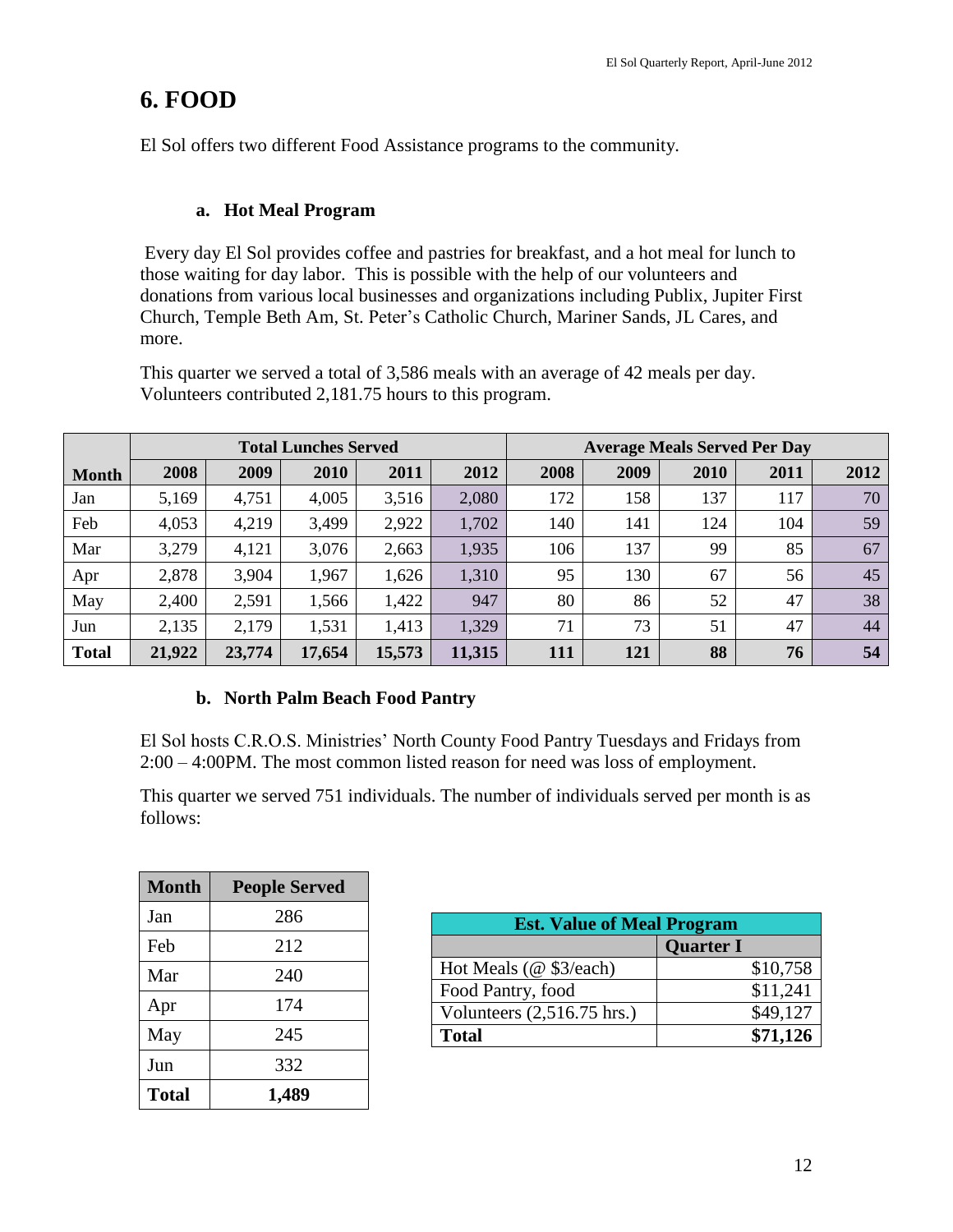# 6. FOOD

El Sol offers two different Food Assistance programs to the community.

### a. Hot Meal Program

Every day El Sol provides coffee and pastries for breakfast, and a hot meal for lunch to those waiting for day labor. This is possible with the help of our volunteers and donations from various local businesses and organizations including Publix, Jupiter First Church, Temple Beth Am, St. Peter's Catholic Church, Mariner Sands, JL Cares, and more.

This quarter we served a total of 3,586 meals with an average of 42 meals per day. Volunteers contributed 2,181.75 hours to this program.

| | Total Lunches Served | | | | | Average Meals Served Per Day | | | | |
|---|---|---|---|---|---|---|---|---|---|---|
| **Month** | **2008** | **2009** | **2010** | **2011** | **2012** | **2008** | **2009** | **2010** | **2011** | **2012** |
| Jan | 5,169 | 4,751 | 4,005 | 3,516 | 2,080 | 172 | 158 | 137 | 117 | 70 |
| Feb | 4,053 | 4,219 | 3,499 | 2,922 | 1,702 | 140 | 141 | 124 | 104 | 59 |
| Mar | 3,279 | 4,121 | 3,076 | 2,663 | 1,935 | 106 | 137 | 99 | 85 | 67 |
| Apr | 2,878 | 3,904 | 1,967 | 1,626 | 1,310 | 95 | 130 | 67 | 56 | 45 |
| May | 2,400 | 2,591 | 1,566 | 1,422 | 947 | 80 | 86 | 52 | 47 | 38 |
| Jun | 2,135 | 2,179 | 1,531 | 1,413 | 1,329 | 71 | 73 | 51 | 47 | 44 |
| **Total** | **21,922** | **23,774** | **17,654** | **15,573** | **11,315** | **111** | **121** | **88** | **76** | **54** |

### b. North Palm Beach Food Pantry

El Sol hosts C.R.O.S. Ministries' North County Food Pantry Tuesdays and Fridays from 2:00 – 4:00PM. The most common listed reason for need was loss of employment.

This quarter we served 751 individuals. The number of individuals served per month is as follows:

| Month | People Served |
|---|---|
| Jan | 286 |
| Feb | 212 |
| Mar | 240 |
| Apr | 174 |
| May | 245 |
| Jun | 332 |
| **Total** | **1,489** |

| Est. Value of Meal Program | |
|---|---|
| | **Quarter I** |
| Hot Meals (@ $3/each) | $10,758 |
| Food Pantry, food | $11,241 |
| Volunteers (2,516.75 hrs.) | $49,127 |
| **Total** | **$71,126** |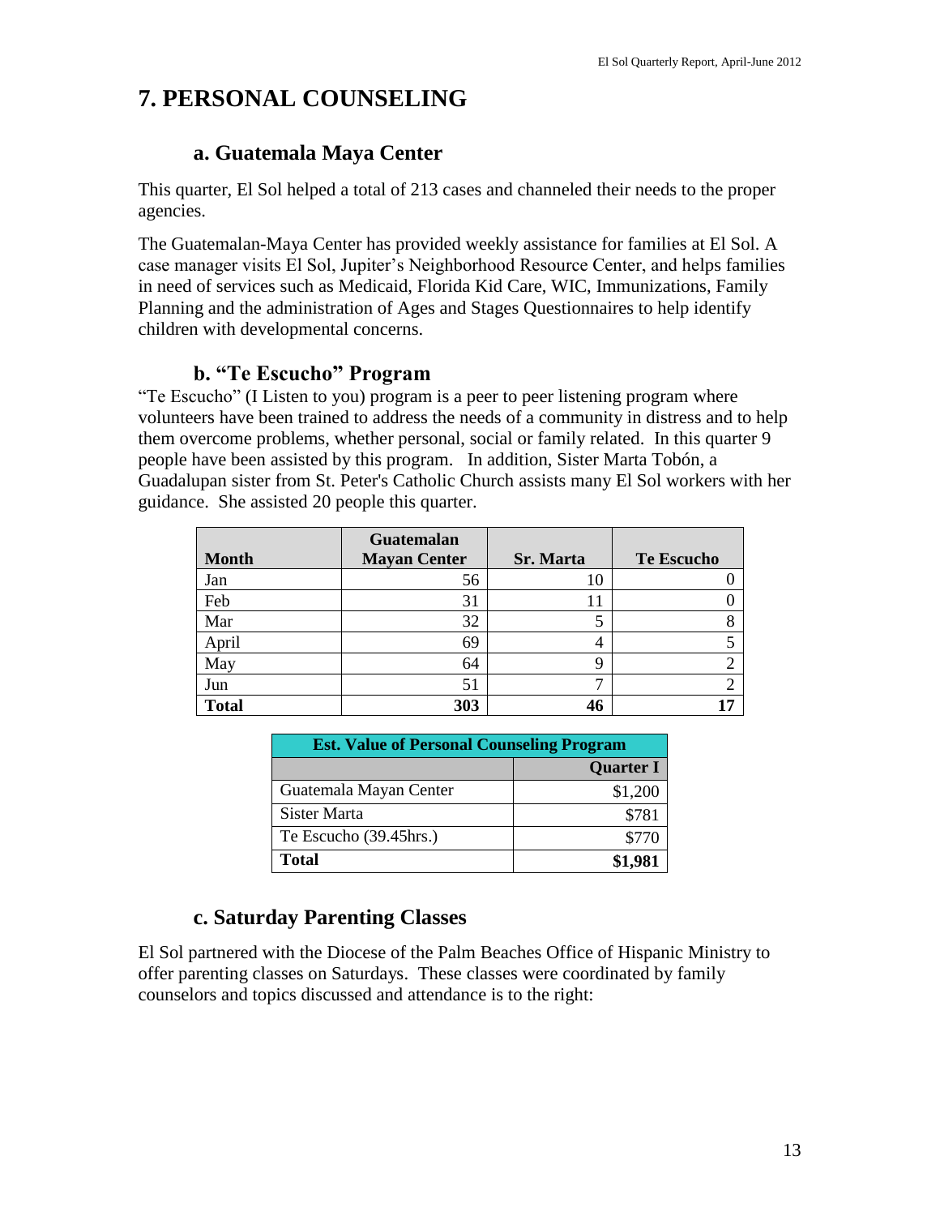# 7. PERSONAL COUNSELING

## a. Guatemala Maya Center

This quarter, El Sol helped a total of 213 cases and channeled their needs to the proper agencies.

The Guatemalan-Maya Center has provided weekly assistance for families at El Sol. A case manager visits El Sol, Jupiter's Neighborhood Resource Center, and helps families in need of services such as Medicaid, Florida Kid Care, WIC, Immunizations, Family Planning and the administration of Ages and Stages Questionnaires to help identify children with developmental concerns.

## b. "Te Escucho" Program

"Te Escucho" (I Listen to you) program is a peer to peer listening program where volunteers have been trained to address the needs of a community in distress and to help them overcome problems, whether personal, social or family related. In this quarter 9 people have been assisted by this program. In addition, Sister Marta Tobón, a Guadalupan sister from St. Peter's Catholic Church assists many El Sol workers with her guidance. She assisted 20 people this quarter.

| Month | Guatemalan Mayan Center | Sr. Marta | Te Escucho |
|---|---|---|---|
| Jan | 56 | 10 | 0 |
| Feb | 31 | 11 | 0 |
| Mar | 32 | 5 | 8 |
| April | 69 | 4 | 5 |
| May | 64 | 9 | 2 |
| Jun | 51 | 7 | 2 |
| **Total** | **303** | **46** | **17** |

| Est. Value of Personal Counseling Program | |
|---|---|
| | **Quarter I** |
| Guatemala Mayan Center | $1,200 |
| Sister Marta | $781 |
| Te Escucho (39.45hrs.) | $770 |
| **Total** | **$1,981** |

## c. Saturday Parenting Classes

El Sol partnered with the Diocese of the Palm Beaches Office of Hispanic Ministry to offer parenting classes on Saturdays. These classes were coordinated by family counselors and topics discussed and attendance is to the right: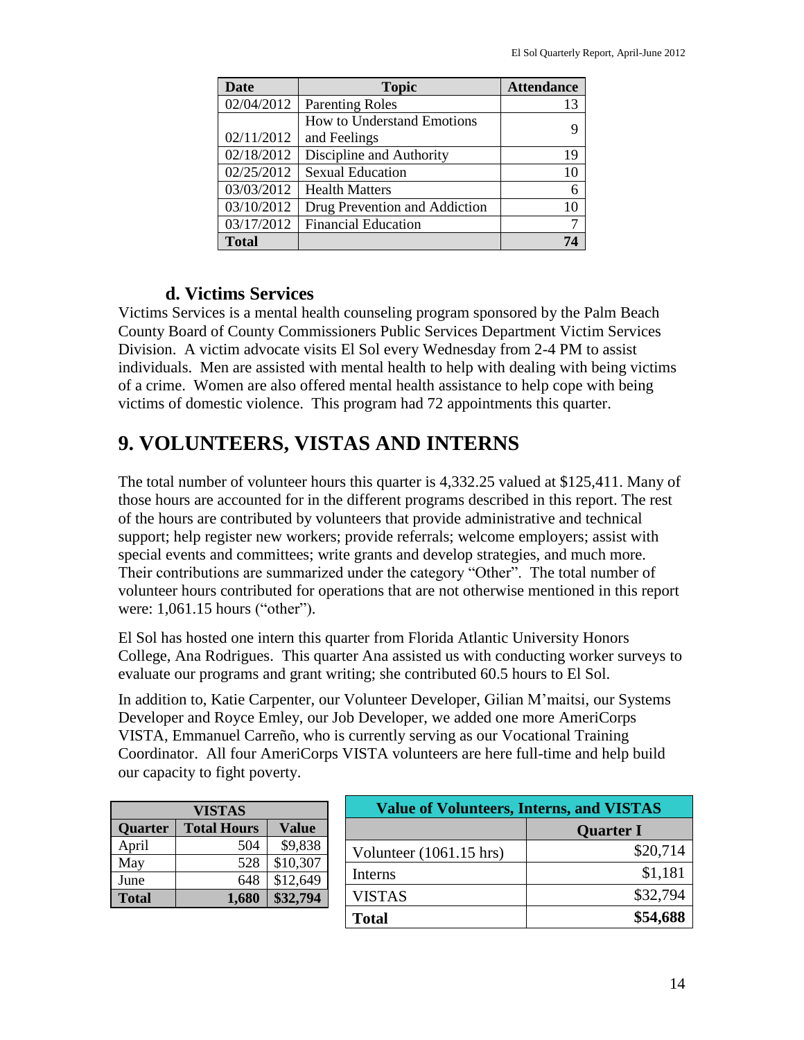| Date | Topic | Attendance |
|---|---|---|
| 02/04/2012 | Parenting Roles | 13 |
| 02/11/2012 | How to Understand Emotions and Feelings | 9 |
| 02/18/2012 | Discipline and Authority | 19 |
| 02/25/2012 | Sexual Education | 10 |
| 03/03/2012 | Health Matters | 6 |
| 03/10/2012 | Drug Prevention and Addiction | 10 |
| 03/17/2012 | Financial Education | 7 |
| **Total** | | **74** |

### d. Victims Services

Victims Services is a mental health counseling program sponsored by the Palm Beach County Board of County Commissioners Public Services Department Victim Services Division. A victim advocate visits El Sol every Wednesday from 2-4 PM to assist individuals. Men are assisted with mental health to help with dealing with being victims of a crime. Women are also offered mental health assistance to help cope with being victims of domestic violence. This program had 72 appointments this quarter.

## 9. VOLUNTEERS, VISTAS AND INTERNS

The total number of volunteer hours this quarter is 4,332.25 valued at $125,411. Many of those hours are accounted for in the different programs described in this report. The rest of the hours are contributed by volunteers that provide administrative and technical support; help register new workers; provide referrals; welcome employers; assist with special events and committees; write grants and develop strategies, and much more. Their contributions are summarized under the category "Other". The total number of volunteer hours contributed for operations that are not otherwise mentioned in this report were: 1,061.15 hours ("other").

El Sol has hosted one intern this quarter from Florida Atlantic University Honors College, Ana Rodrigues. This quarter Ana assisted us with conducting worker surveys to evaluate our programs and grant writing; she contributed 60.5 hours to El Sol.

In addition to, Katie Carpenter, our Volunteer Developer, Gilian M'maitsi, our Systems Developer and Royce Emley, our Job Developer, we added one more AmeriCorps VISTA, Emmanuel Carreño, who is currently serving as our Vocational Training Coordinator. All four AmeriCorps VISTA volunteers are here full-time and help build our capacity to fight poverty.

| VISTAS | | |
|---|---|---|
| **Quarter** | **Total Hours** | **Value** |
| April | 504 | $9,838 |
| May | 528 | $10,307 |
| June | 648 | $12,649 |
| **Total** | **1,680** | **$32,794** |

| Value of Volunteers, Interns, and VISTAS | |
|---|---|
| | **Quarter I** |
| Volunteer (1061.15 hrs) | $20,714 |
| Interns | $1,181 |
| VISTAS | $32,794 |
| **Total** | **$54,688** |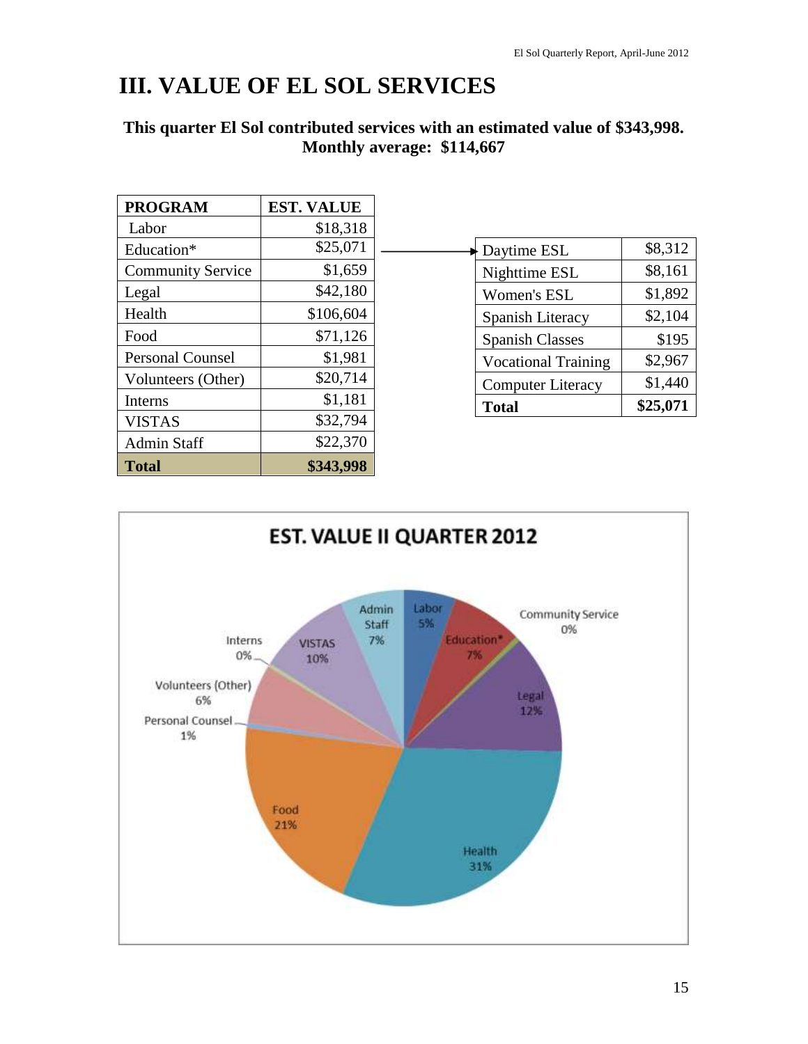# III. VALUE OF EL SOL SERVICES

**This quarter El Sol contributed services with an estimated value of $343,998.**
**Monthly average: $114,667**

| PROGRAM | EST. VALUE |
|---|---|
| Labor | $18,318 |
| Education* | $25,071 |
| Community Service | $1,659 |
| Legal | $42,180 |
| Health | $106,604 |
| Food | $71,126 |
| Personal Counsel | $1,981 |
| Volunteers (Other) | $20,714 |
| Interns | $1,181 |
| VISTAS | $32,794 |
| Admin Staff | $22,370 |
| **Total** | **$343,998** |

| | |
|---|---|
| Daytime ESL | $8,312 |
| Nighttime ESL | $8,161 |
| Women's ESL | $1,892 |
| Spanish Literacy | $2,104 |
| Spanish Classes | $195 |
| Vocational Training | $2,967 |
| Computer Literacy | $1,440 |
| **Total** | **$25,071** |

EST. VALUE II QUARTER 2012

Labor 5%
Education* 7%
Community Service 0%
Legal 12%
Health 31%
Food 21%
Personal Counsel 1%
Volunteers (Other) 6%
Interns 0%
VISTAS 10%
Admin Staff 7%